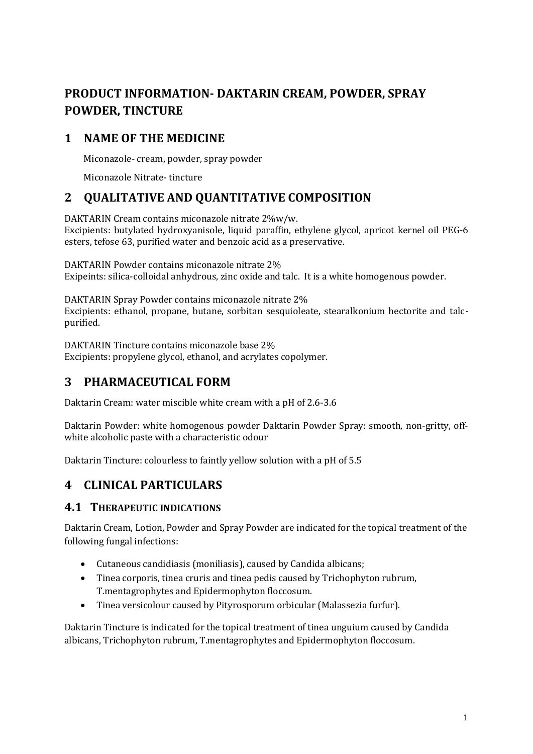# PRODUCT INFORMATION- DAKTARIN CREAM, POWDER, SPRAY POWDER, TINCTURE

## 1 NAME OF THE MEDICINE

Miconazole- cream, powder, spray powder

Miconazole Nitrate- tincture

## 2 QUALITATIVE AND QUANTITATIVE COMPOSITION

DAKTARIN Cream contains miconazole nitrate 2%w/w.
Excipients: butylated hydroxyanisole, liquid paraffin, ethylene glycol, apricot kernel oil PEG-6 esters, tefose 63, purified water and benzoic acid as a preservative.

DAKTARIN Powder contains miconazole nitrate 2%
Exipeints: silica-colloidal anhydrous, zinc oxide and talc. It is a white homogenous powder.

DAKTARIN Spray Powder contains miconazole nitrate 2%
Excipients: ethanol, propane, butane, sorbitan sesquioleate, stearalkonium hectorite and talc-purified.

DAKTARIN Tincture contains miconazole base 2%
Excipients: propylene glycol, ethanol, and acrylates copolymer.

## 3 PHARMACEUTICAL FORM

Daktarin Cream: water miscible white cream with a pH of 2.6-3.6

Daktarin Powder: white homogenous powder Daktarin Powder Spray: smooth, non-gritty, off-white alcoholic paste with a characteristic odour

Daktarin Tincture: colourless to faintly yellow solution with a pH of 5.5

## 4 CLINICAL PARTICULARS

### 4.1 THERAPEUTIC INDICATIONS

Daktarin Cream, Lotion, Powder and Spray Powder are indicated for the topical treatment of the following fungal infections:

- Cutaneous candidiasis (moniliasis), caused by Candida albicans;
- Tinea corporis, tinea cruris and tinea pedis caused by Trichophyton rubrum, T.mentagrophytes and Epidermophyton floccosum.
- Tinea versicolour caused by Pityrosporum orbicular (Malassezia furfur).

Daktarin Tincture is indicated for the topical treatment of tinea unguium caused by Candida albicans, Trichophyton rubrum, T.mentagrophytes and Epidermophyton floccosum.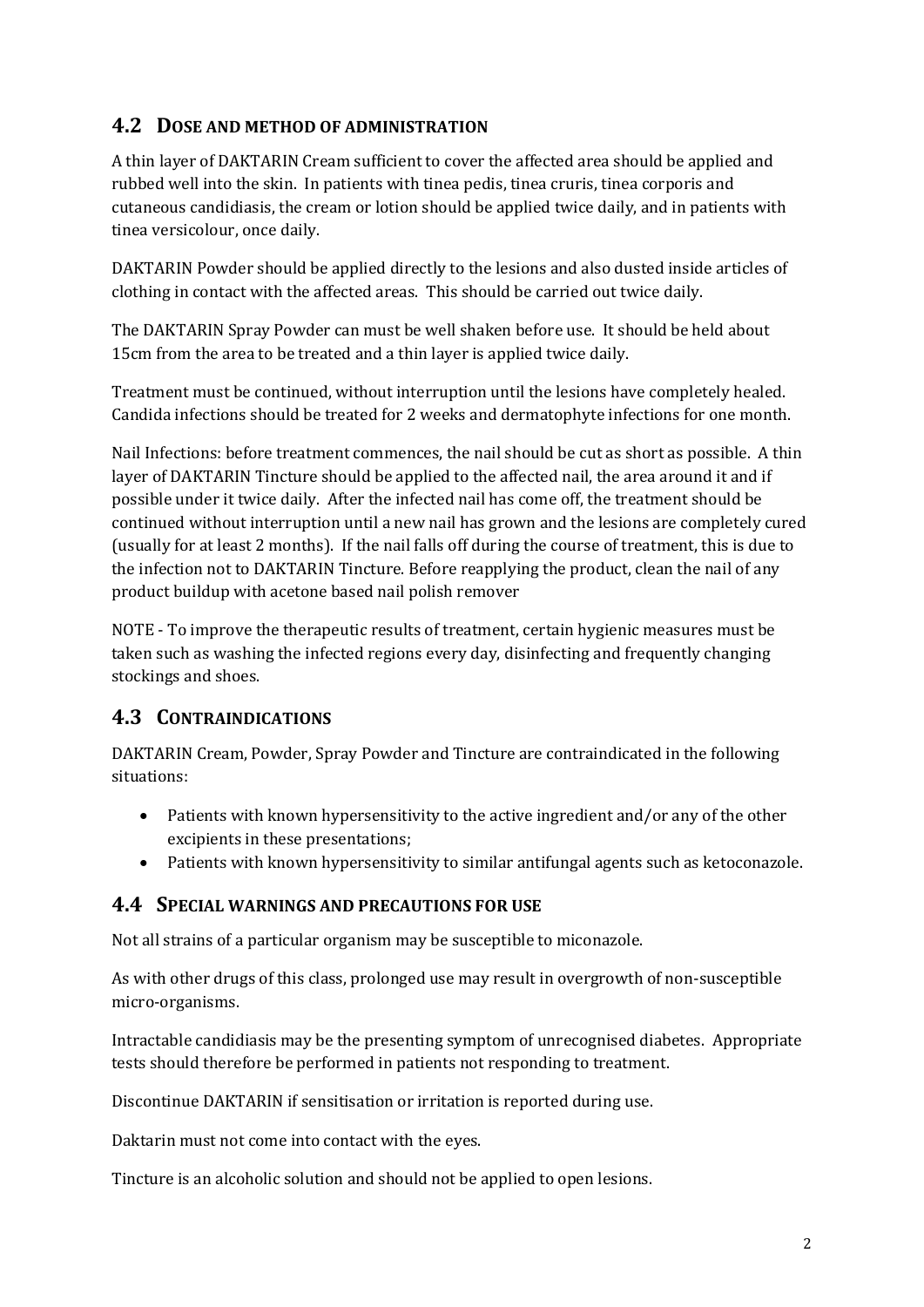## 4.2 Dose and method of administration

A thin layer of DAKTARIN Cream sufficient to cover the affected area should be applied and rubbed well into the skin. In patients with tinea pedis, tinea cruris, tinea corporis and cutaneous candidiasis, the cream or lotion should be applied twice daily, and in patients with tinea versicolour, once daily.

DAKTARIN Powder should be applied directly to the lesions and also dusted inside articles of clothing in contact with the affected areas. This should be carried out twice daily.

The DAKTARIN Spray Powder can must be well shaken before use. It should be held about 15cm from the area to be treated and a thin layer is applied twice daily.

Treatment must be continued, without interruption until the lesions have completely healed. Candida infections should be treated for 2 weeks and dermatophyte infections for one month.

Nail Infections: before treatment commences, the nail should be cut as short as possible. A thin layer of DAKTARIN Tincture should be applied to the affected nail, the area around it and if possible under it twice daily. After the infected nail has come off, the treatment should be continued without interruption until a new nail has grown and the lesions are completely cured (usually for at least 2 months). If the nail falls off during the course of treatment, this is due to the infection not to DAKTARIN Tincture. Before reapplying the product, clean the nail of any product buildup with acetone based nail polish remover

NOTE - To improve the therapeutic results of treatment, certain hygienic measures must be taken such as washing the infected regions every day, disinfecting and frequently changing stockings and shoes.

## 4.3 Contraindications

DAKTARIN Cream, Powder, Spray Powder and Tincture are contraindicated in the following situations:

- Patients with known hypersensitivity to the active ingredient and/or any of the other excipients in these presentations;
- Patients with known hypersensitivity to similar antifungal agents such as ketoconazole.

## 4.4 Special warnings and precautions for use

Not all strains of a particular organism may be susceptible to miconazole.

As with other drugs of this class, prolonged use may result in overgrowth of non-susceptible micro-organisms.

Intractable candidiasis may be the presenting symptom of unrecognised diabetes. Appropriate tests should therefore be performed in patients not responding to treatment.

Discontinue DAKTARIN if sensitisation or irritation is reported during use.

Daktarin must not come into contact with the eyes.

Tincture is an alcoholic solution and should not be applied to open lesions.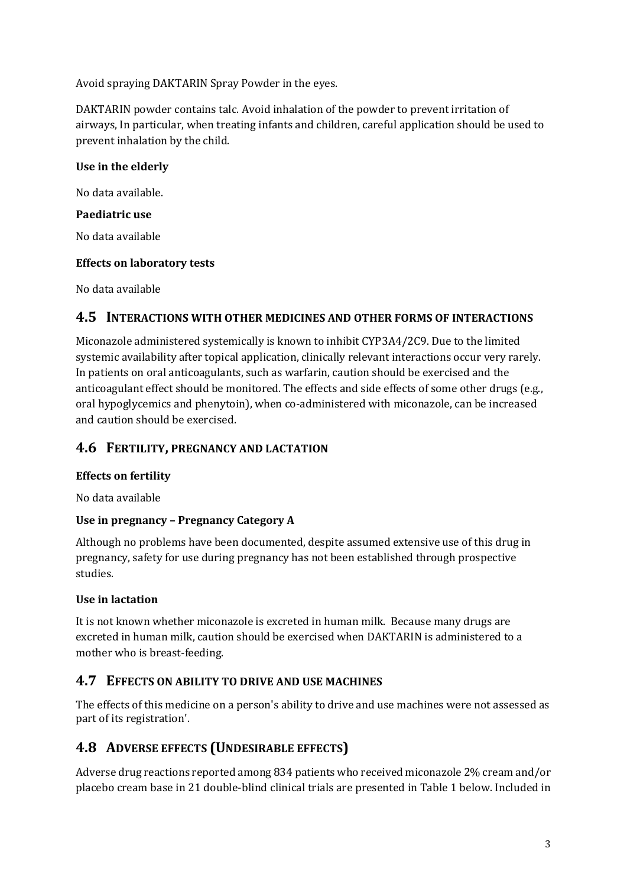Avoid spraying DAKTARIN Spray Powder in the eyes.

DAKTARIN powder contains talc. Avoid inhalation of the powder to prevent irritation of airways, In particular, when treating infants and children, careful application should be used to prevent inhalation by the child.

**Use in the elderly**

No data available.

**Paediatric use**

No data available

**Effects on laboratory tests**

No data available

## 4.5 INTERACTIONS WITH OTHER MEDICINES AND OTHER FORMS OF INTERACTIONS

Miconazole administered systemically is known to inhibit CYP3A4/2C9. Due to the limited systemic availability after topical application, clinically relevant interactions occur very rarely. In patients on oral anticoagulants, such as warfarin, caution should be exercised and the anticoagulant effect should be monitored. The effects and side effects of some other drugs (e.g., oral hypoglycemics and phenytoin), when co-administered with miconazole, can be increased and caution should be exercised.

## 4.6 FERTILITY, PREGNANCY AND LACTATION

**Effects on fertility**

No data available

**Use in pregnancy – Pregnancy Category A**

Although no problems have been documented, despite assumed extensive use of this drug in pregnancy, safety for use during pregnancy has not been established through prospective studies.

**Use in lactation**

It is not known whether miconazole is excreted in human milk. Because many drugs are excreted in human milk, caution should be exercised when DAKTARIN is administered to a mother who is breast-feeding.

## 4.7 EFFECTS ON ABILITY TO DRIVE AND USE MACHINES

The effects of this medicine on a person's ability to drive and use machines were not assessed as part of its registration'.

## 4.8 ADVERSE EFFECTS (UNDESIRABLE EFFECTS)

Adverse drug reactions reported among 834 patients who received miconazole 2% cream and/or placebo cream base in 21 double-blind clinical trials are presented in Table 1 below. Included in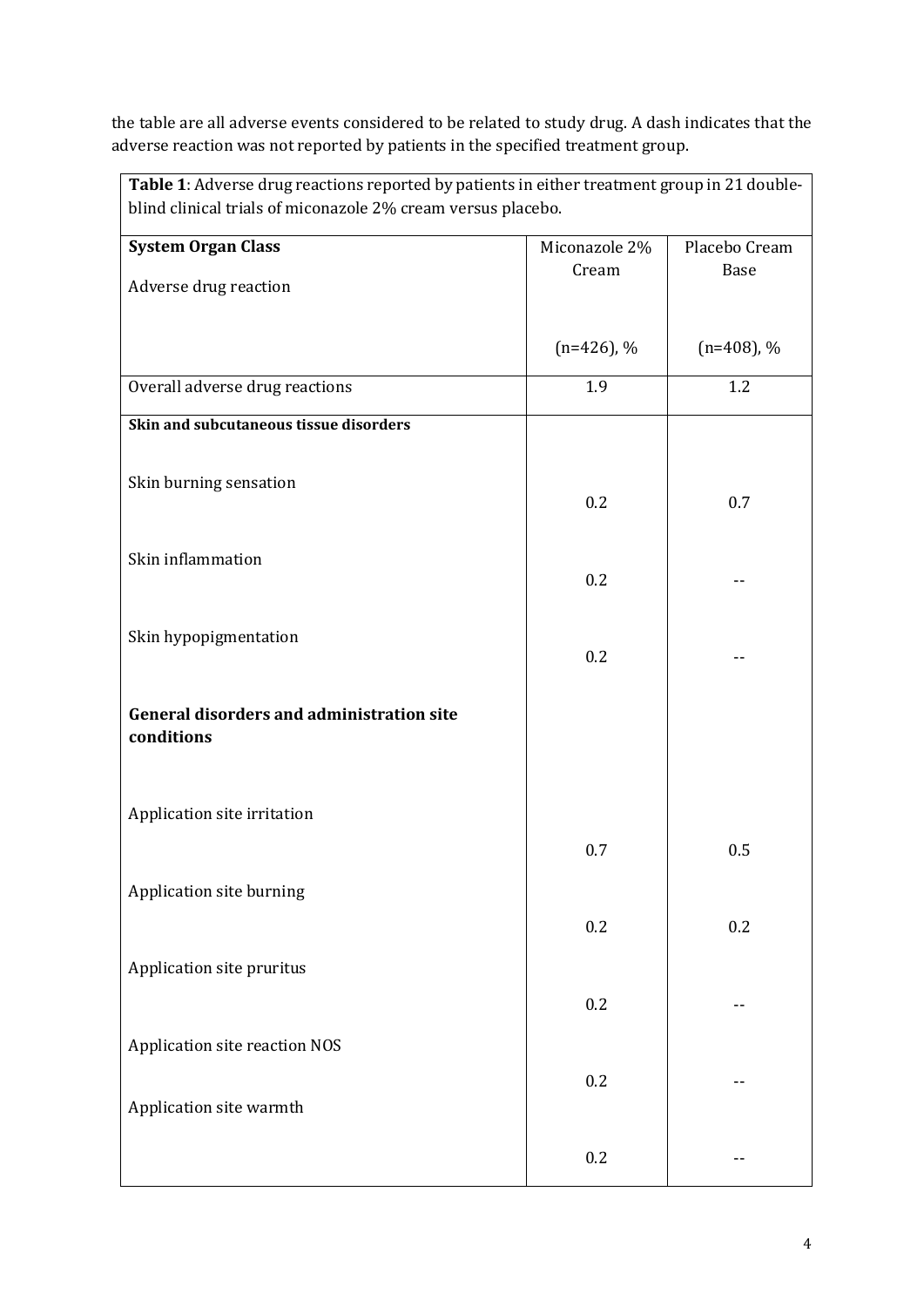the table are all adverse events considered to be related to study drug. A dash indicates that the adverse reaction was not reported by patients in the specified treatment group.

| **Table 1**: Adverse drug reactions reported by patients in either treatment group in 21 double-blind clinical trials of miconazole 2% cream versus placebo. | | |
|---|---|---|
| **System Organ Class**<br>Adverse drug reaction | Miconazole 2% Cream<br>(n=426), % | Placebo Cream Base<br>(n=408), % |
| Overall adverse drug reactions | 1.9 | 1.2 |
| **Skin and subcutaneous tissue disorders** | | |
| Skin burning sensation | 0.2 | 0.7 |
| Skin inflammation | 0.2 | -- |
| Skin hypopigmentation | 0.2 | -- |
| **General disorders and administration site conditions** | | |
| Application site irritation | 0.7 | 0.5 |
| Application site burning | 0.2 | 0.2 |
| Application site pruritus | 0.2 | -- |
| Application site reaction NOS | 0.2 | -- |
| Application site warmth | 0.2 | -- |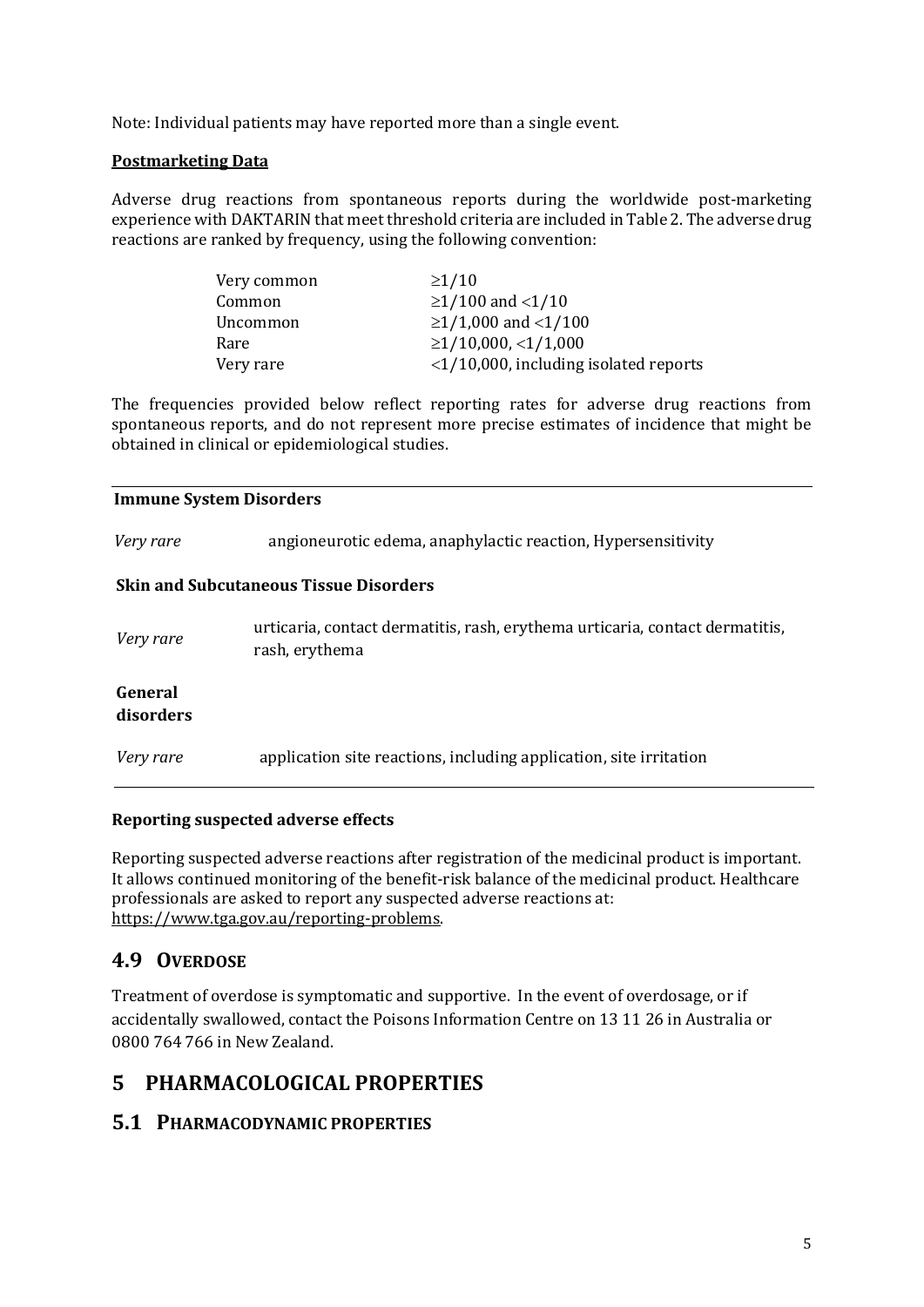Note: Individual patients may have reported more than a single event.

**Postmarketing Data**

Adverse drug reactions from spontaneous reports during the worldwide post-marketing experience with DAKTARIN that meet threshold criteria are included in Table 2. The adverse drug reactions are ranked by frequency, using the following convention:

| | |
|---|---|
| Very common | ≥1/10 |
| Common | ≥1/100 and <1/10 |
| Uncommon | ≥1/1,000 and <1/100 |
| Rare | ≥1/10,000, <1/1,000 |
| Very rare | <1/10,000, including isolated reports |

The frequencies provided below reflect reporting rates for adverse drug reactions from spontaneous reports, and do not represent more precise estimates of incidence that might be obtained in clinical or epidemiological studies.

| **Immune System Disorders** | |
|---|---|
| *Very rare* | angioneurotic edema, anaphylactic reaction, Hypersensitivity |
| **Skin and Subcutaneous Tissue Disorders** | |
| *Very rare* | urticaria, contact dermatitis, rash, erythema urticaria, contact dermatitis, rash, erythema |
| **General disorders** | |
| *Very rare* | application site reactions, including application, site irritation |

**Reporting suspected adverse effects**

Reporting suspected adverse reactions after registration of the medicinal product is important. It allows continued monitoring of the benefit-risk balance of the medicinal product. Healthcare professionals are asked to report any suspected adverse reactions at: https://www.tga.gov.au/reporting-problems.

## 4.9 Overdose

Treatment of overdose is symptomatic and supportive. In the event of overdosage, or if accidentally swallowed, contact the Poisons Information Centre on 13 11 26 in Australia or 0800 764 766 in New Zealand.

# 5 PHARMACOLOGICAL PROPERTIES

## 5.1 Pharmacodynamic properties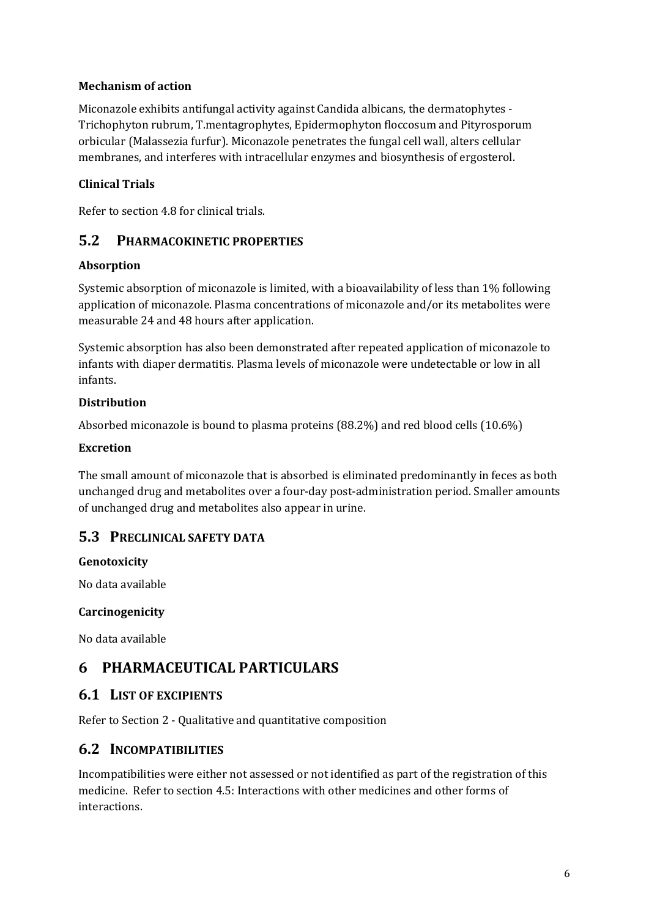### Mechanism of action

Miconazole exhibits antifungal activity against Candida albicans, the dermatophytes - Trichophyton rubrum, T.mentagrophytes, Epidermophyton floccosum and Pityrosporum orbicular (Malassezia furfur). Miconazole penetrates the fungal cell wall, alters cellular membranes, and interferes with intracellular enzymes and biosynthesis of ergosterol.

### Clinical Trials

Refer to section 4.8 for clinical trials.

## 5.2 PHARMACOKINETIC PROPERTIES

### Absorption

Systemic absorption of miconazole is limited, with a bioavailability of less than 1% following application of miconazole. Plasma concentrations of miconazole and/or its metabolites were measurable 24 and 48 hours after application.

Systemic absorption has also been demonstrated after repeated application of miconazole to infants with diaper dermatitis. Plasma levels of miconazole were undetectable or low in all infants.

### Distribution

Absorbed miconazole is bound to plasma proteins (88.2%) and red blood cells (10.6%)

### Excretion

The small amount of miconazole that is absorbed is eliminated predominantly in feces as both unchanged drug and metabolites over a four-day post-administration period. Smaller amounts of unchanged drug and metabolites also appear in urine.

## 5.3 PRECLINICAL SAFETY DATA

### Genotoxicity

No data available

### Carcinogenicity

No data available

# 6 PHARMACEUTICAL PARTICULARS

## 6.1 LIST OF EXCIPIENTS

Refer to Section 2 - Qualitative and quantitative composition

## 6.2 INCOMPATIBILITIES

Incompatibilities were either not assessed or not identified as part of the registration of this medicine. Refer to section 4.5: Interactions with other medicines and other forms of interactions.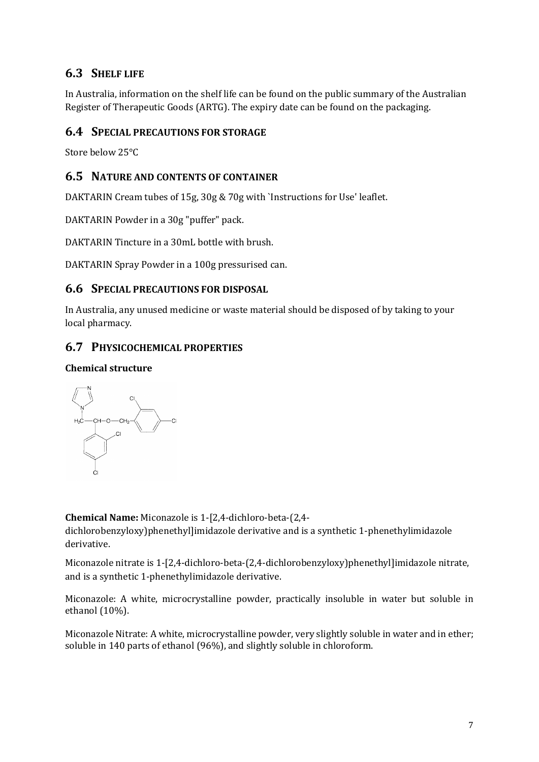## 6.3 SHELF LIFE

In Australia, information on the shelf life can be found on the public summary of the Australian Register of Therapeutic Goods (ARTG). The expiry date can be found on the packaging.

## 6.4 SPECIAL PRECAUTIONS FOR STORAGE

Store below 25°C

## 6.5 NATURE AND CONTENTS OF CONTAINER

DAKTARIN Cream tubes of 15g, 30g & 70g with `Instructions for Use' leaflet.

DAKTARIN Powder in a 30g "puffer" pack.

DAKTARIN Tincture in a 30mL bottle with brush.

DAKTARIN Spray Powder in a 100g pressurised can.

## 6.6 SPECIAL PRECAUTIONS FOR DISPOSAL

In Australia, any unused medicine or waste material should be disposed of by taking to your local pharmacy.

## 6.7 PHYSICOCHEMICAL PROPERTIES

**Chemical structure**

**Chemical Name:** Miconazole is 1-[2,4-dichloro-beta-(2,4-dichlorobenzyloxy)phenethyl]imidazole derivative and is a synthetic 1-phenethylimidazole derivative.

Miconazole nitrate is 1-[2,4-dichloro-beta-(2,4-dichlorobenzyloxy)phenethyl]imidazole nitrate, and is a synthetic 1-phenethylimidazole derivative.

Miconazole: A white, microcrystalline powder, practically insoluble in water but soluble in ethanol (10%).

Miconazole Nitrate: A white, microcrystalline powder, very slightly soluble in water and in ether; soluble in 140 parts of ethanol (96%), and slightly soluble in chloroform.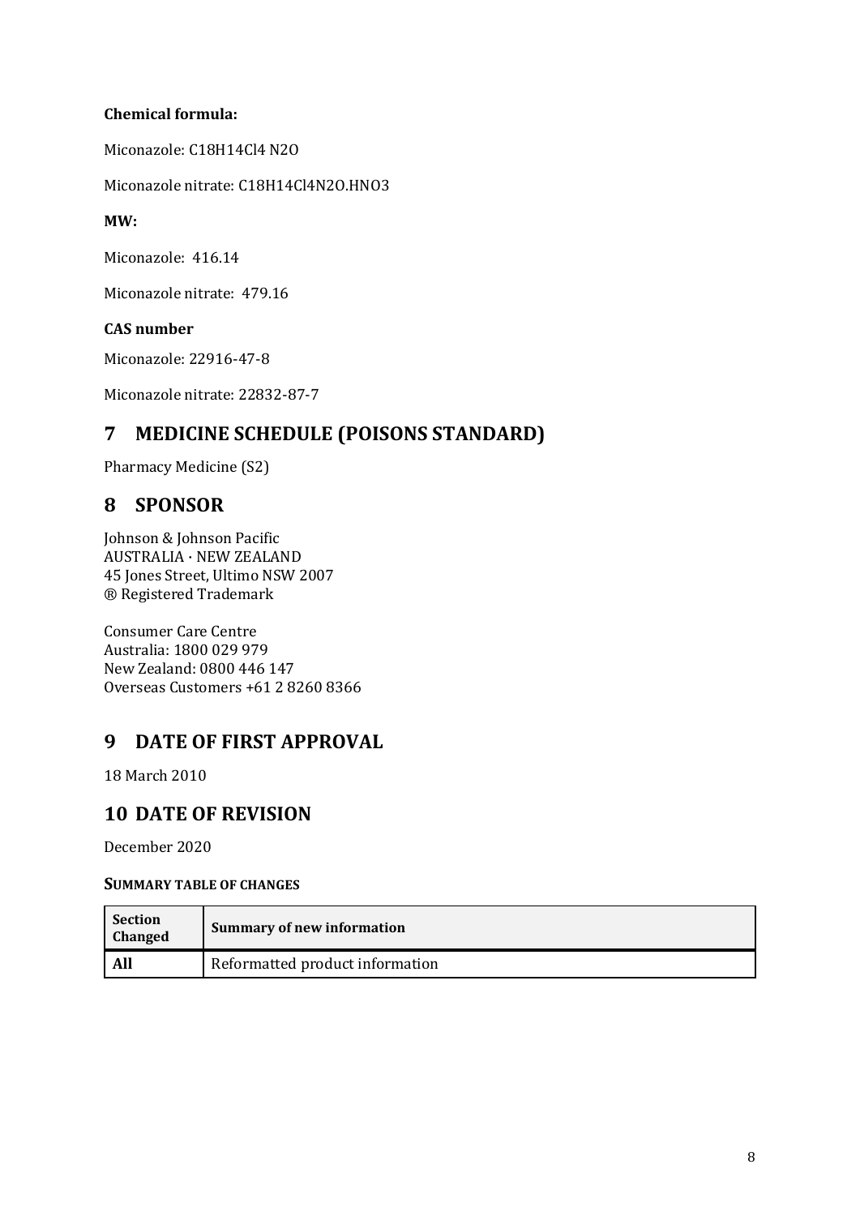**Chemical formula:**

Miconazole: $C_{18}H_{14}Cl_4N_2O$

Miconazole nitrate: $C_{18}H_{14}Cl_4N_2O.HNO_3$

**MW:**

Miconazole: 416.14

Miconazole nitrate: 479.16

**CAS number**

Miconazole: 22916-47-8

Miconazole nitrate: 22832-87-7

## 7 MEDICINE SCHEDULE (POISONS STANDARD)

Pharmacy Medicine (S2)

## 8 SPONSOR

Johnson & Johnson Pacific
AUSTRALIA · NEW ZEALAND
45 Jones Street, Ultimo NSW 2007
® Registered Trademark

Consumer Care Centre
Australia: 1800 029 979
New Zealand: 0800 446 147
Overseas Customers +61 2 8260 8366

## 9 DATE OF FIRST APPROVAL

18 March 2010

## 10 DATE OF REVISION

December 2020

#### SUMMARY TABLE OF CHANGES

| Section Changed | Summary of new information |
|---|---|
| All | Reformatted product information |